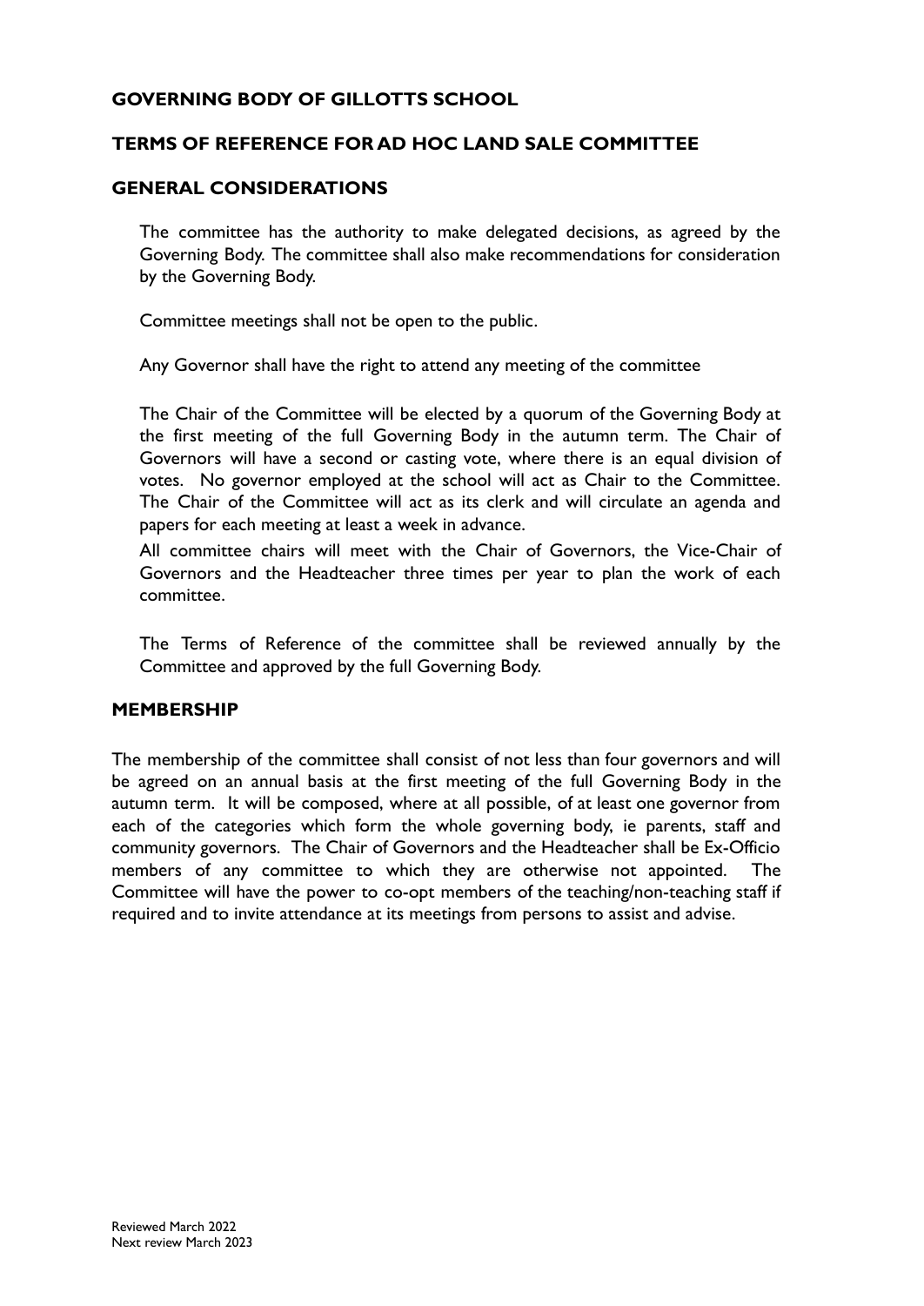# GOVERNING BODY OF GILLOTTS SCHOOL

## TERMS OF REFERENCE FOR AD HOC LAND SALE COMMITTEE

## GENERAL CONSIDERATIONS

The committee has the authority to make delegated decisions, as agreed by the Governing Body. The committee shall also make recommendations for consideration by the Governing Body.

Committee meetings shall not be open to the public.

Any Governor shall have the right to attend any meeting of the committee

The Chair of the Committee will be elected by a quorum of the Governing Body at the first meeting of the full Governing Body in the autumn term. The Chair of Governors will have a second or casting vote, where there is an equal division of votes. No governor employed at the school will act as Chair to the Committee. The Chair of the Committee will act as its clerk and will circulate an agenda and papers for each meeting at least a week in advance.

All committee chairs will meet with the Chair of Governors, the Vice-Chair of Governors and the Headteacher three times per year to plan the work of each committee.

The Terms of Reference of the committee shall be reviewed annually by the Committee and approved by the full Governing Body.

## MEMBERSHIP

The membership of the committee shall consist of not less than four governors and will be agreed on an annual basis at the first meeting of the full Governing Body in the autumn term. It will be composed, where at all possible, of at least one governor from each of the categories which form the whole governing body, ie parents, staff and community governors. The Chair of Governors and the Headteacher shall be Ex-Officio members of any committee to which they are otherwise not appointed. The Committee will have the power to co-opt members of the teaching/non-teaching staff if required and to invite attendance at its meetings from persons to assist and advise.

Reviewed March 2022
Next review March 2023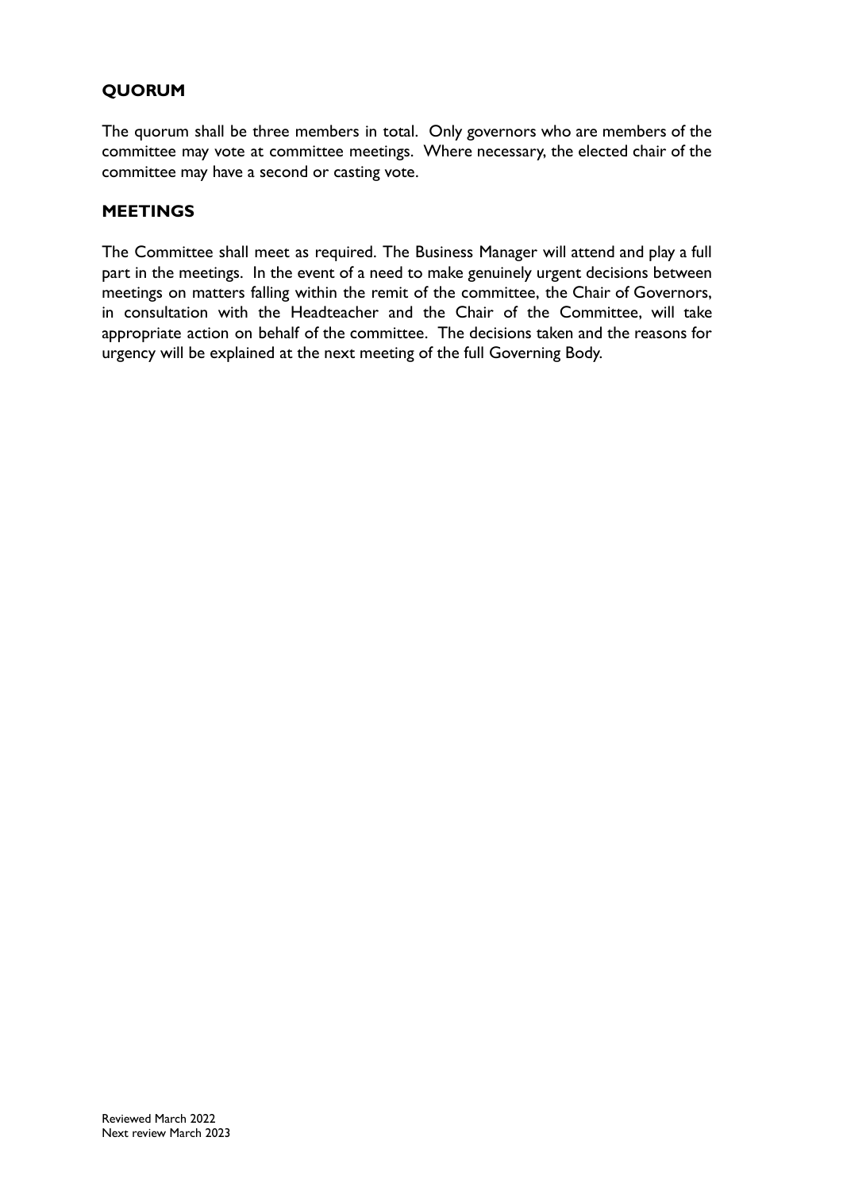## QUORUM

The quorum shall be three members in total. Only governors who are members of the committee may vote at committee meetings. Where necessary, the elected chair of the committee may have a second or casting vote.

## MEETINGS

The Committee shall meet as required. The Business Manager will attend and play a full part in the meetings. In the event of a need to make genuinely urgent decisions between meetings on matters falling within the remit of the committee, the Chair of Governors, in consultation with the Headteacher and the Chair of the Committee, will take appropriate action on behalf of the committee. The decisions taken and the reasons for urgency will be explained at the next meeting of the full Governing Body.

Reviewed March 2022
Next review March 2023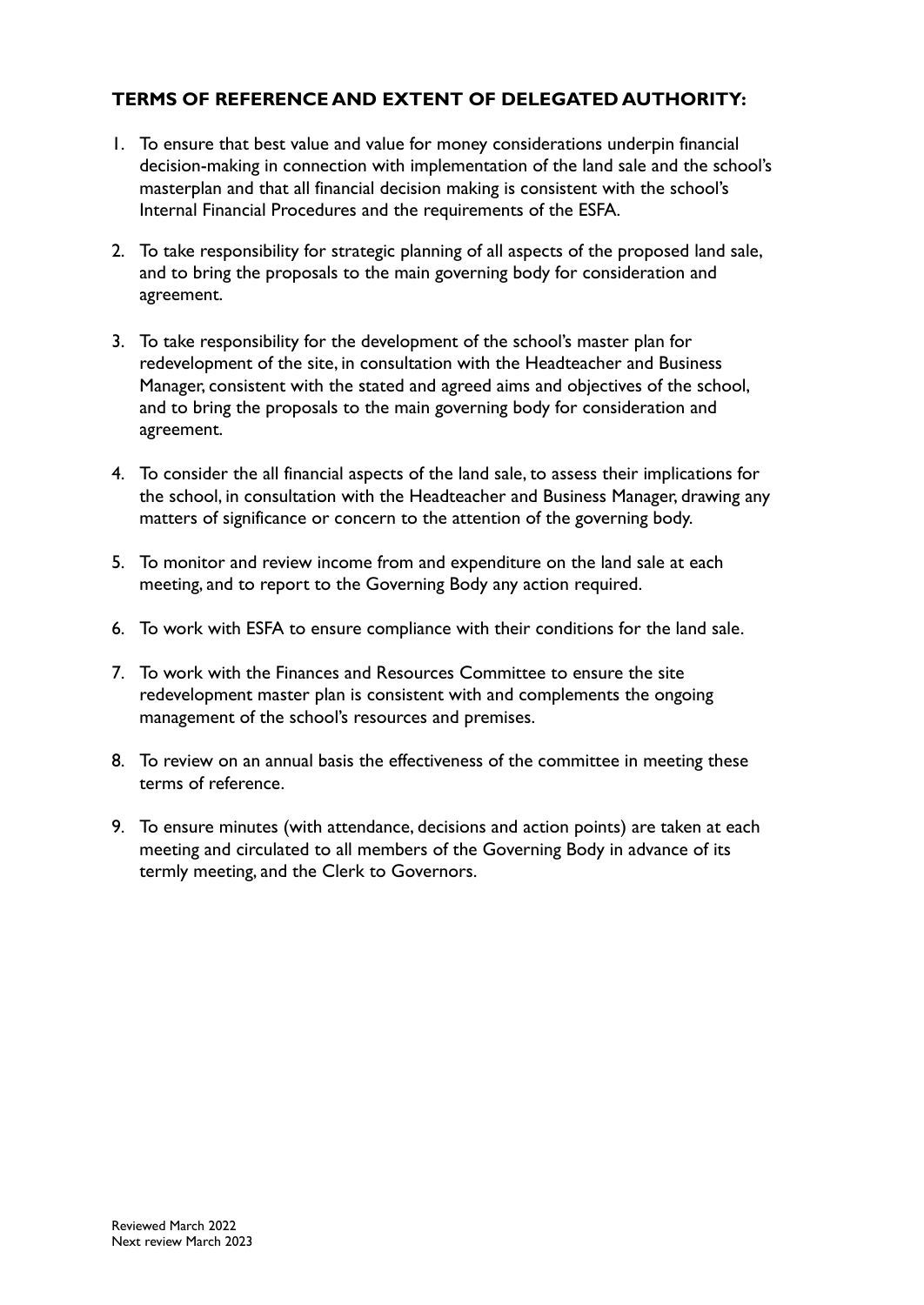## TERMS OF REFERENCE AND EXTENT OF DELEGATED AUTHORITY:

1. To ensure that best value and value for money considerations underpin financial decision-making in connection with implementation of the land sale and the school's masterplan and that all financial decision making is consistent with the school's Internal Financial Procedures and the requirements of the ESFA.
2. To take responsibility for strategic planning of all aspects of the proposed land sale, and to bring the proposals to the main governing body for consideration and agreement.
3. To take responsibility for the development of the school's master plan for redevelopment of the site, in consultation with the Headteacher and Business Manager, consistent with the stated and agreed aims and objectives of the school, and to bring the proposals to the main governing body for consideration and agreement.
4. To consider the all financial aspects of the land sale, to assess their implications for the school, in consultation with the Headteacher and Business Manager, drawing any matters of significance or concern to the attention of the governing body.
5. To monitor and review income from and expenditure on the land sale at each meeting, and to report to the Governing Body any action required.
6. To work with ESFA to ensure compliance with their conditions for the land sale.
7. To work with the Finances and Resources Committee to ensure the site redevelopment master plan is consistent with and complements the ongoing management of the school's resources and premises.
8. To review on an annual basis the effectiveness of the committee in meeting these terms of reference.
9. To ensure minutes (with attendance, decisions and action points) are taken at each meeting and circulated to all members of the Governing Body in advance of its termly meeting, and the Clerk to Governors.

Reviewed March 2022
Next review March 2023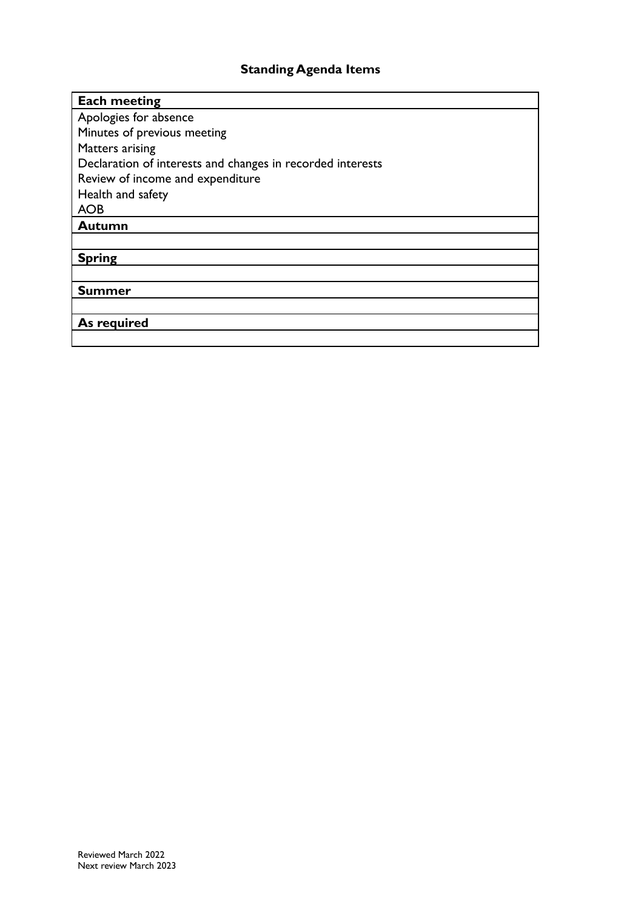## Standing Agenda Items

| |
|---|
| **Each meeting** |
| Apologies for absence<br>Minutes of previous meeting<br>Matters arising<br>Declaration of interests and changes in recorded interests<br>Review of income and expenditure<br>Health and safety<br>AOB |
| **Autumn** |
| |
| **Spring** |
| |
| **Summer** |
| |
| **As required** |
| |

Reviewed March 2022
Next review March 2023